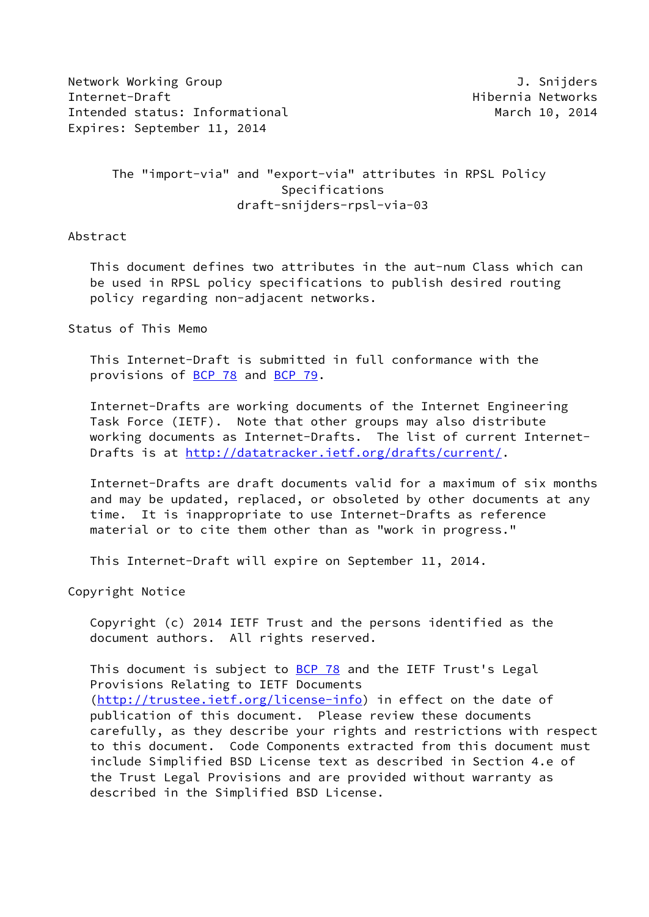Network Working Group J. Snijders
Internet-Draft Hibernia Networks
Intended status: Informational March 10, 2014
Expires: September 11, 2014

# The "import-via" and "export-via" attributes in RPSL Policy Specifications
## draft-snijders-rpsl-via-03

## Abstract

This document defines two attributes in the aut-num Class which can be used in RPSL policy specifications to publish desired routing policy regarding non-adjacent networks.

## Status of This Memo

This Internet-Draft is submitted in full conformance with the provisions of BCP 78 and BCP 79.

Internet-Drafts are working documents of the Internet Engineering Task Force (IETF). Note that other groups may also distribute working documents as Internet-Drafts. The list of current Internet-Drafts is at http://datatracker.ietf.org/drafts/current/.

Internet-Drafts are draft documents valid for a maximum of six months and may be updated, replaced, or obsoleted by other documents at any time. It is inappropriate to use Internet-Drafts as reference material or to cite them other than as "work in progress."

This Internet-Draft will expire on September 11, 2014.

## Copyright Notice

Copyright (c) 2014 IETF Trust and the persons identified as the document authors. All rights reserved.

This document is subject to BCP 78 and the IETF Trust's Legal Provisions Relating to IETF Documents (http://trustee.ietf.org/license-info) in effect on the date of publication of this document. Please review these documents carefully, as they describe your rights and restrictions with respect to this document. Code Components extracted from this document must include Simplified BSD License text as described in Section 4.e of the Trust Legal Provisions and are provided without warranty as described in the Simplified BSD License.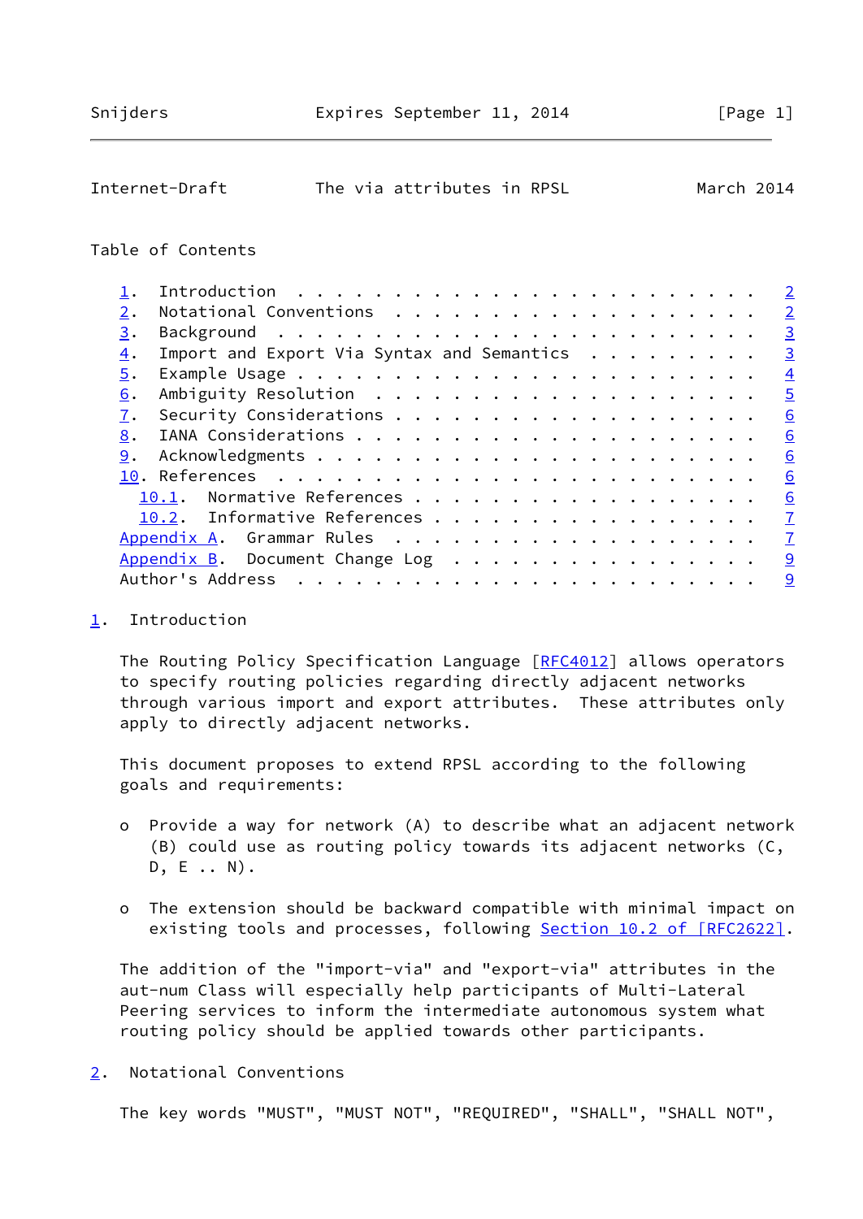Table of Contents

1. Introduction . . . . . . . . . . . . . . . . . . . . . . . . 2
2. Notational Conventions . . . . . . . . . . . . . . . . . . . 2
3. Background . . . . . . . . . . . . . . . . . . . . . . . . . 3
4. Import and Export Via Syntax and Semantics . . . . . . . . . 3
5. Example Usage . . . . . . . . . . . . . . . . . . . . . . . . 4
6. Ambiguity Resolution . . . . . . . . . . . . . . . . . . . . 5
7. Security Considerations . . . . . . . . . . . . . . . . . . . 6
8. IANA Considerations . . . . . . . . . . . . . . . . . . . . . 6
9. Acknowledgments . . . . . . . . . . . . . . . . . . . . . . . 6
10. References . . . . . . . . . . . . . . . . . . . . . . . . . 6
  10.1. Normative References . . . . . . . . . . . . . . . . . . 6
  10.2. Informative References . . . . . . . . . . . . . . . . . 7
Appendix A. Grammar Rules . . . . . . . . . . . . . . . . . . . 7
Appendix B. Document Change Log . . . . . . . . . . . . . . . . 9
Author's Address . . . . . . . . . . . . . . . . . . . . . . . . 9

## 1. Introduction

The Routing Policy Specification Language [RFC4012] allows operators to specify routing policies regarding directly adjacent networks through various import and export attributes. These attributes only apply to directly adjacent networks.

This document proposes to extend RPSL according to the following goals and requirements:

- Provide a way for network (A) to describe what an adjacent network (B) could use as routing policy towards its adjacent networks (C, D, E .. N).

- The extension should be backward compatible with minimal impact on existing tools and processes, following Section 10.2 of [RFC2622].

The addition of the "import-via" and "export-via" attributes in the aut-num Class will especially help participants of Multi-Lateral Peering services to inform the intermediate autonomous system what routing policy should be applied towards other participants.

## 2. Notational Conventions

The key words "MUST", "MUST NOT", "REQUIRED", "SHALL", "SHALL NOT",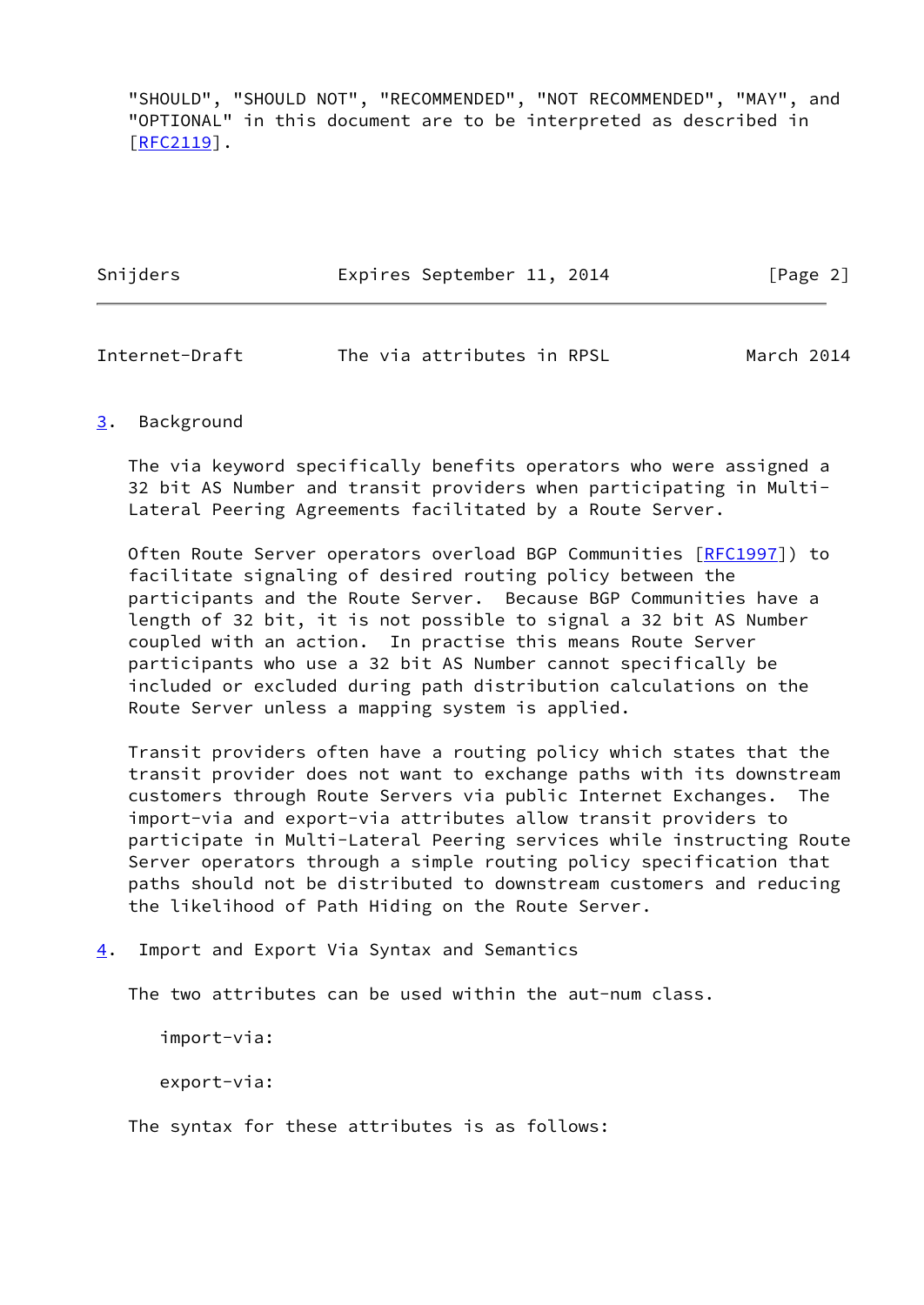"SHOULD", "SHOULD NOT", "RECOMMENDED", "NOT RECOMMENDED", "MAY", and "OPTIONAL" in this document are to be interpreted as described in [RFC2119].

## 3. Background

The via keyword specifically benefits operators who were assigned a 32 bit AS Number and transit providers when participating in Multi-Lateral Peering Agreements facilitated by a Route Server.

Often Route Server operators overload BGP Communities ([RFC1997]) to facilitate signaling of desired routing policy between the participants and the Route Server. Because BGP Communities have a length of 32 bit, it is not possible to signal a 32 bit AS Number coupled with an action. In practise this means Route Server participants who use a 32 bit AS Number cannot specifically be included or excluded during path distribution calculations on the Route Server unless a mapping system is applied.

Transit providers often have a routing policy which states that the transit provider does not want to exchange paths with its downstream customers through Route Servers via public Internet Exchanges. The import-via and export-via attributes allow transit providers to participate in Multi-Lateral Peering services while instructing Route Server operators through a simple routing policy specification that paths should not be distributed to downstream customers and reducing the likelihood of Path Hiding on the Route Server.

## 4. Import and Export Via Syntax and Semantics

The two attributes can be used within the aut-num class.

```
import-via:

export-via:
```

The syntax for these attributes is as follows: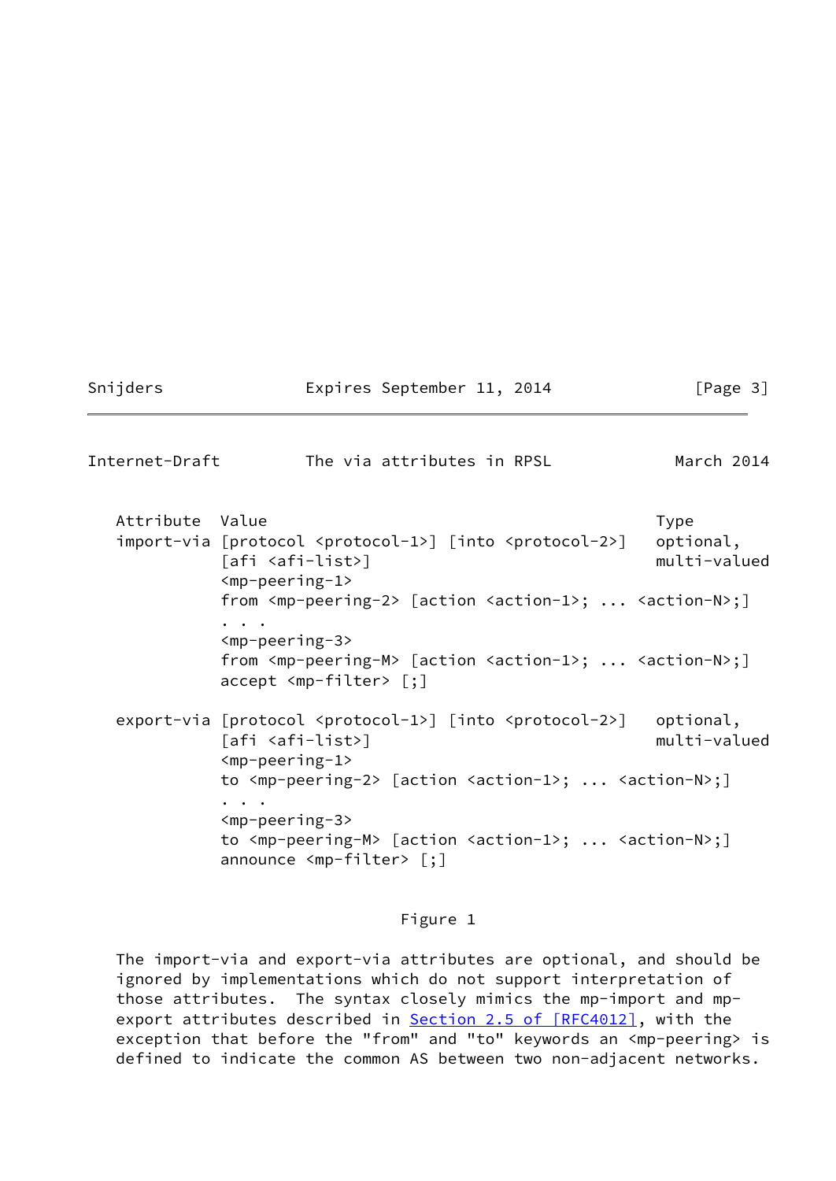```
Attribute  Value                                               Type
import-via [protocol <protocol-1>] [into <protocol-2>]   optional,
           [afi <afi-list>]                                   multi-valued
           <mp-peering-1>
           from <mp-peering-2> [action <action-1>; ... <action-N>;]
           . . .
           <mp-peering-3>
           from <mp-peering-M> [action <action-1>; ... <action-N>;]
           accept <mp-filter> [;]

export-via [protocol <protocol-1>] [into <protocol-2>]   optional,
           [afi <afi-list>]                                   multi-valued
           <mp-peering-1>
           to <mp-peering-2> [action <action-1>; ... <action-N>;]
           . . .
           <mp-peering-3>
           to <mp-peering-M> [action <action-1>; ... <action-N>;]
           announce <mp-filter> [;]
```

Figure 1

The import-via and export-via attributes are optional, and should be ignored by implementations which do not support interpretation of those attributes. The syntax closely mimics the mp-import and mp-export attributes described in Section 2.5 of [RFC4012], with the exception that before the "from" and "to" keywords an <mp-peering> is defined to indicate the common AS between two non-adjacent networks.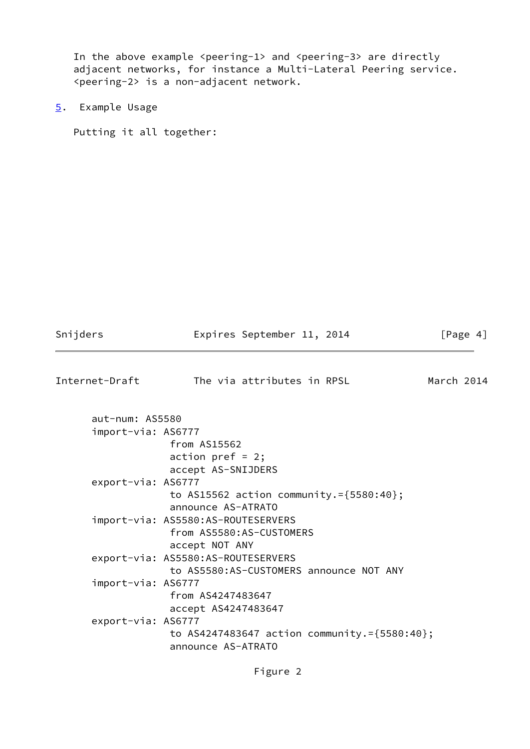In the above example <peering-1> and <peering-3> are directly adjacent networks, for instance a Multi-Lateral Peering service. <peering-2> is a non-adjacent network.

## 5. Example Usage

Putting it all together:

```
aut-num: AS5580
import-via: AS6777
            from AS15562
            action pref = 2;
            accept AS-SNIJDERS
export-via: AS6777
            to AS15562 action community.={5580:40};
            announce AS-ATRATO
import-via: AS5580:AS-ROUTESERVERS
            from AS5580:AS-CUSTOMERS
            accept NOT ANY
export-via: AS5580:AS-ROUTESERVERS
            to AS5580:AS-CUSTOMERS announce NOT ANY
import-via: AS6777
            from AS4247483647
            accept AS4247483647
export-via: AS6777
            to AS4247483647 action community.={5580:40};
            announce AS-ATRATO
```

Figure 2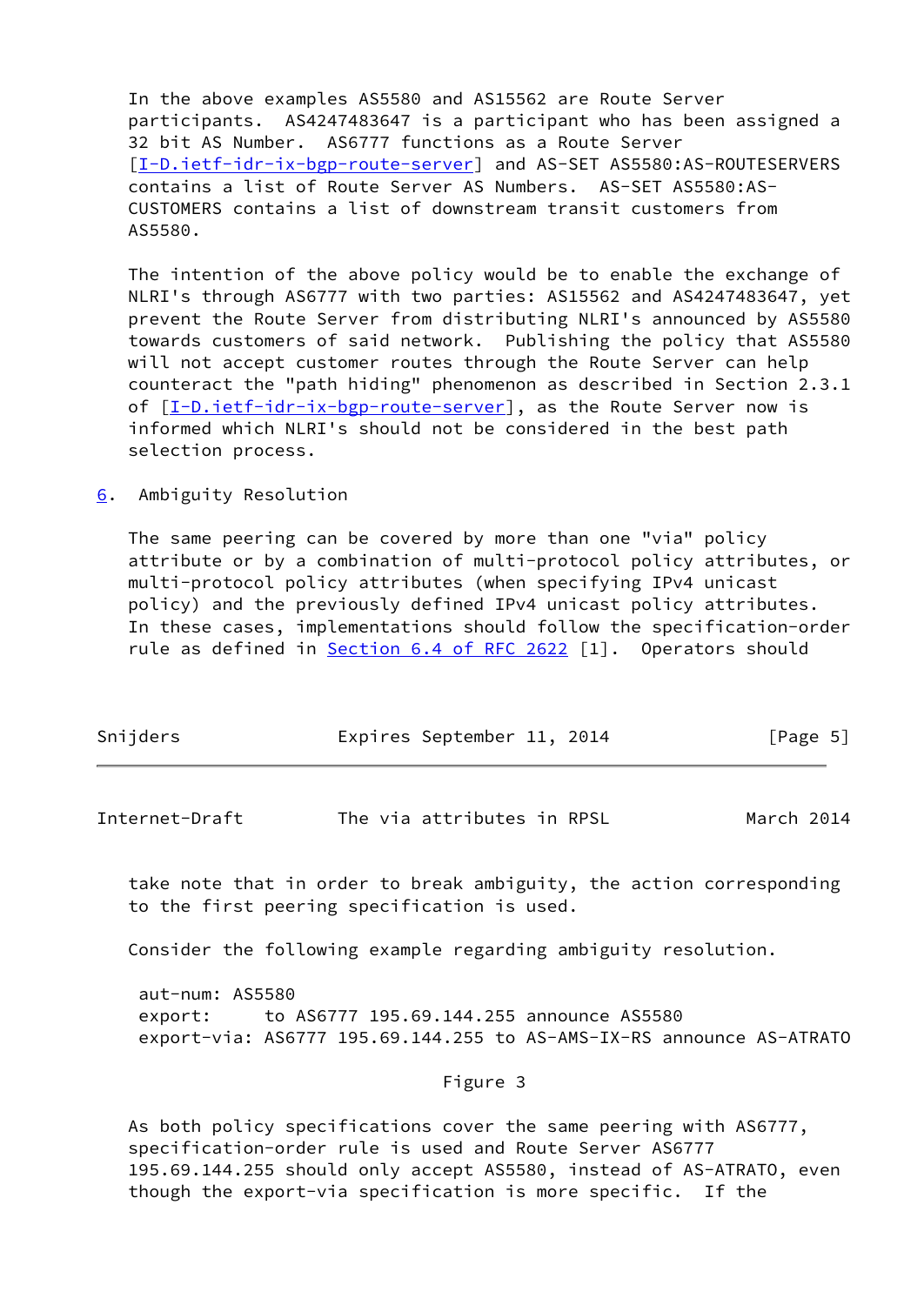In the above examples AS5580 and AS15562 are Route Server participants. AS4247483647 is a participant who has been assigned a 32 bit AS Number. AS6777 functions as a Route Server [I-D.ietf-idr-ix-bgp-route-server] and AS-SET AS5580:AS-ROUTESERVERS contains a list of Route Server AS Numbers. AS-SET AS5580:AS-CUSTOMERS contains a list of downstream transit customers from AS5580.

The intention of the above policy would be to enable the exchange of NLRI's through AS6777 with two parties: AS15562 and AS4247483647, yet prevent the Route Server from distributing NLRI's announced by AS5580 towards customers of said network. Publishing the policy that AS5580 will not accept customer routes through the Route Server can help counteract the "path hiding" phenomenon as described in Section 2.3.1 of [I-D.ietf-idr-ix-bgp-route-server], as the Route Server now is informed which NLRI's should not be considered in the best path selection process.

## 6. Ambiguity Resolution

The same peering can be covered by more than one "via" policy attribute or by a combination of multi-protocol policy attributes, or multi-protocol policy attributes (when specifying IPv4 unicast policy) and the previously defined IPv4 unicast policy attributes. In these cases, implementations should follow the specification-order rule as defined in Section 6.4 of RFC 2622 [1]. Operators should take note that in order to break ambiguity, the action corresponding to the first peering specification is used.

Consider the following example regarding ambiguity resolution.

```
aut-num: AS5580
export:     to AS6777 195.69.144.255 announce AS5580
export-via: AS6777 195.69.144.255 to AS-AMS-IX-RS announce AS-ATRATO
```

Figure 3

As both policy specifications cover the same peering with AS6777, specification-order rule is used and Route Server AS6777 195.69.144.255 should only accept AS5580, instead of AS-ATRATO, even though the export-via specification is more specific. If the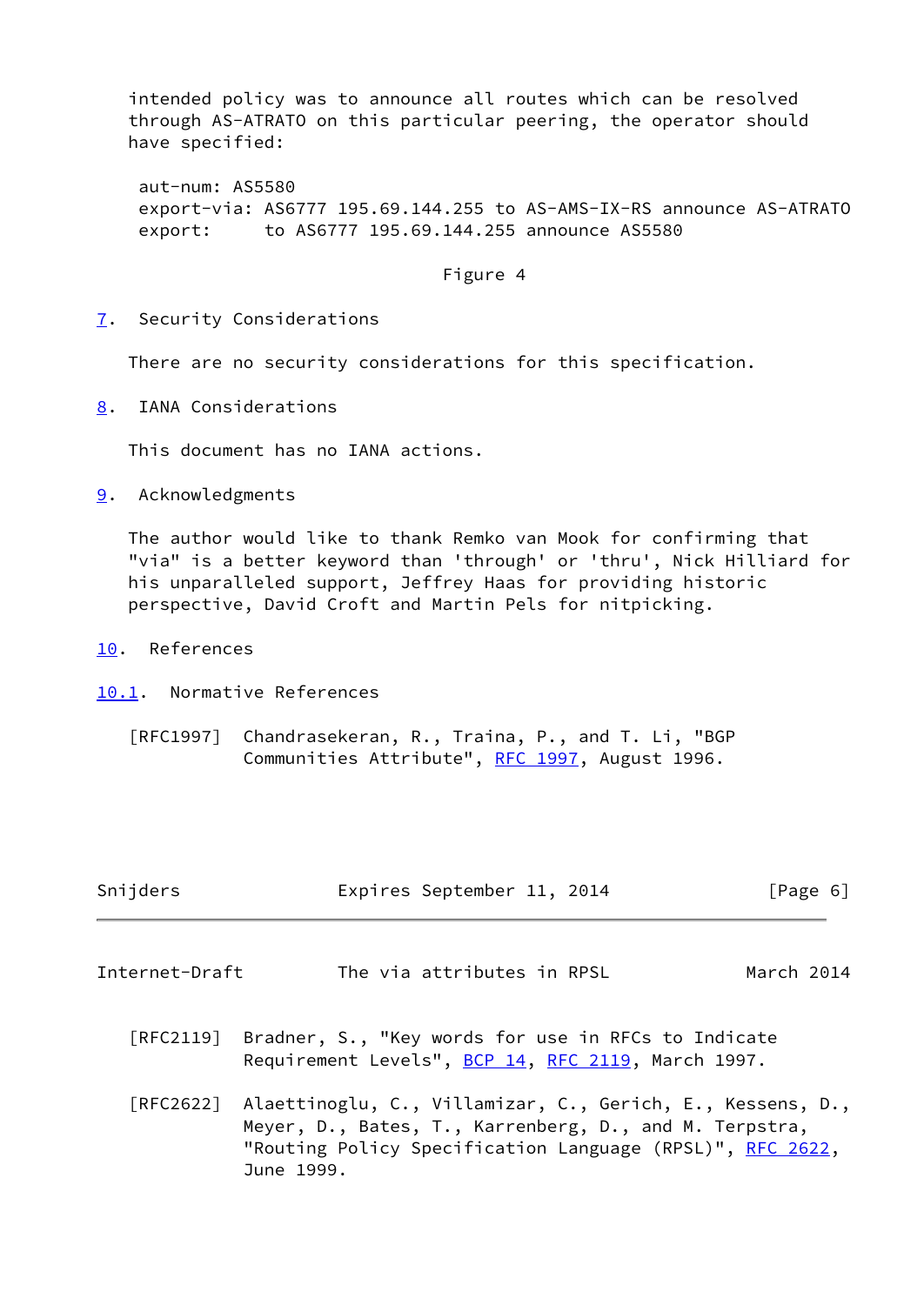intended policy was to announce all routes which can be resolved through AS-ATRATO on this particular peering, the operator should have specified:

```
aut-num: AS5580
export-via: AS6777 195.69.144.255 to AS-AMS-IX-RS announce AS-ATRATO
export:     to AS6777 195.69.144.255 announce AS5580
```

Figure 4

## 7. Security Considerations

There are no security considerations for this specification.

## 8. IANA Considerations

This document has no IANA actions.

## 9. Acknowledgments

The author would like to thank Remko van Mook for confirming that "via" is a better keyword than 'through' or 'thru', Nick Hilliard for his unparalleled support, Jeffrey Haas for providing historic perspective, David Croft and Martin Pels for nitpicking.

## 10. References

### 10.1. Normative References

[RFC1997] Chandrasekeran, R., Traina, P., and T. Li, "BGP Communities Attribute", RFC 1997, August 1996.

[RFC2119] Bradner, S., "Key words for use in RFCs to Indicate Requirement Levels", BCP 14, RFC 2119, March 1997.

[RFC2622] Alaettinoglu, C., Villamizar, C., Gerich, E., Kessens, D., Meyer, D., Bates, T., Karrenberg, D., and M. Terpstra, "Routing Policy Specification Language (RPSL)", RFC 2622, June 1999.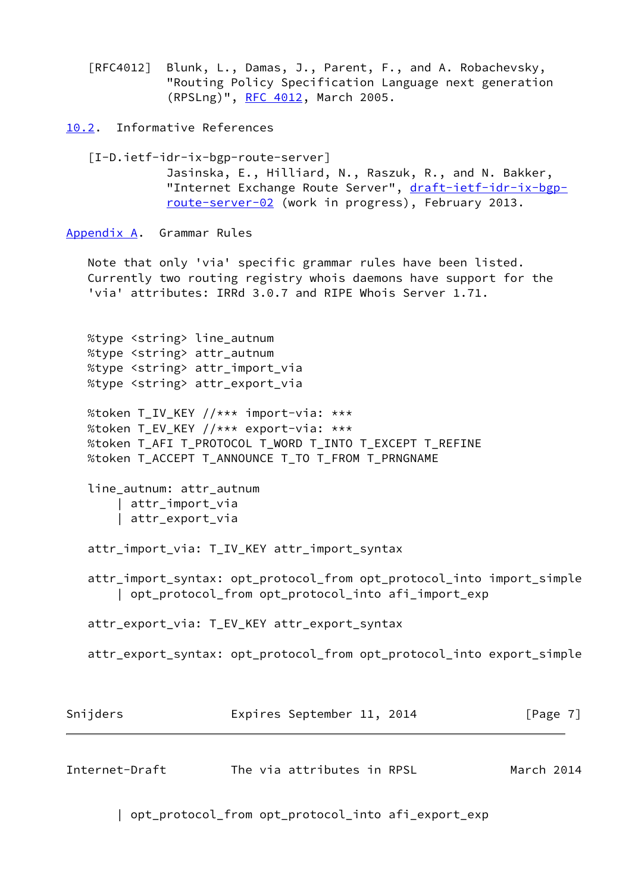[RFC4012] Blunk, L., Damas, J., Parent, F., and A. Robachevsky, "Routing Policy Specification Language next generation (RPSLng)", RFC 4012, March 2005.

### 10.2. Informative References

[I-D.ietf-idr-ix-bgp-route-server] Jasinska, E., Hilliard, N., Raszuk, R., and N. Bakker, "Internet Exchange Route Server", draft-ietf-idr-ix-bgp-route-server-02 (work in progress), February 2013.

## Appendix A. Grammar Rules

Note that only 'via' specific grammar rules have been listed. Currently two routing registry whois daemons have support for the 'via' attributes: IRRd 3.0.7 and RIPE Whois Server 1.71.

```
%type <string> line_autnum
%type <string> attr_autnum
%type <string> attr_import_via
%type <string> attr_export_via

%token T_IV_KEY //*** import-via: ***
%token T_EV_KEY //*** export-via: ***
%token T_AFI T_PROTOCOL T_WORD T_INTO T_EXCEPT T_REFINE
%token T_ACCEPT T_ANNOUNCE T_TO T_FROM T_PRNGNAME

line_autnum: attr_autnum
    | attr_import_via
    | attr_export_via

attr_import_via: T_IV_KEY attr_import_syntax

attr_import_syntax: opt_protocol_from opt_protocol_into import_simple
    | opt_protocol_from opt_protocol_into afi_import_exp

attr_export_via: T_EV_KEY attr_export_syntax

attr_export_syntax: opt_protocol_from opt_protocol_into export_simple
    | opt_protocol_from opt_protocol_into afi_export_exp
```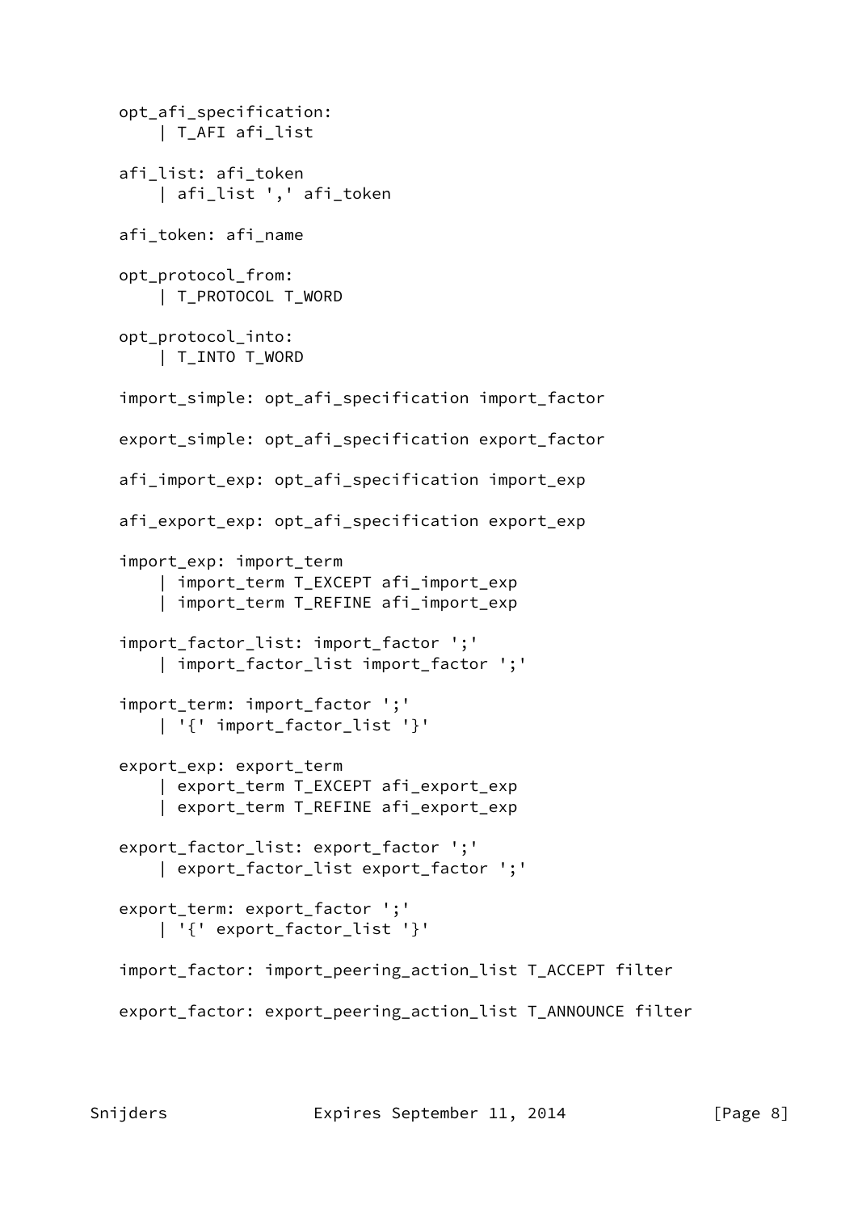```
opt_afi_specification:
    | T_AFI afi_list

afi_list: afi_token
    | afi_list ',' afi_token

afi_token: afi_name

opt_protocol_from:
    | T_PROTOCOL T_WORD

opt_protocol_into:
    | T_INTO T_WORD

import_simple: opt_afi_specification import_factor

export_simple: opt_afi_specification export_factor

afi_import_exp: opt_afi_specification import_exp

afi_export_exp: opt_afi_specification export_exp

import_exp: import_term
    | import_term T_EXCEPT afi_import_exp
    | import_term T_REFINE afi_import_exp

import_factor_list: import_factor ';'
    | import_factor_list import_factor ';'

import_term: import_factor ';'
    | '{' import_factor_list '}'

export_exp: export_term
    | export_term T_EXCEPT afi_export_exp
    | export_term T_REFINE afi_export_exp

export_factor_list: export_factor ';'
    | export_factor_list export_factor ';'

export_term: export_factor ';'
    | '{' export_factor_list '}'

import_factor: import_peering_action_list T_ACCEPT filter

export_factor: export_peering_action_list T_ANNOUNCE filter
```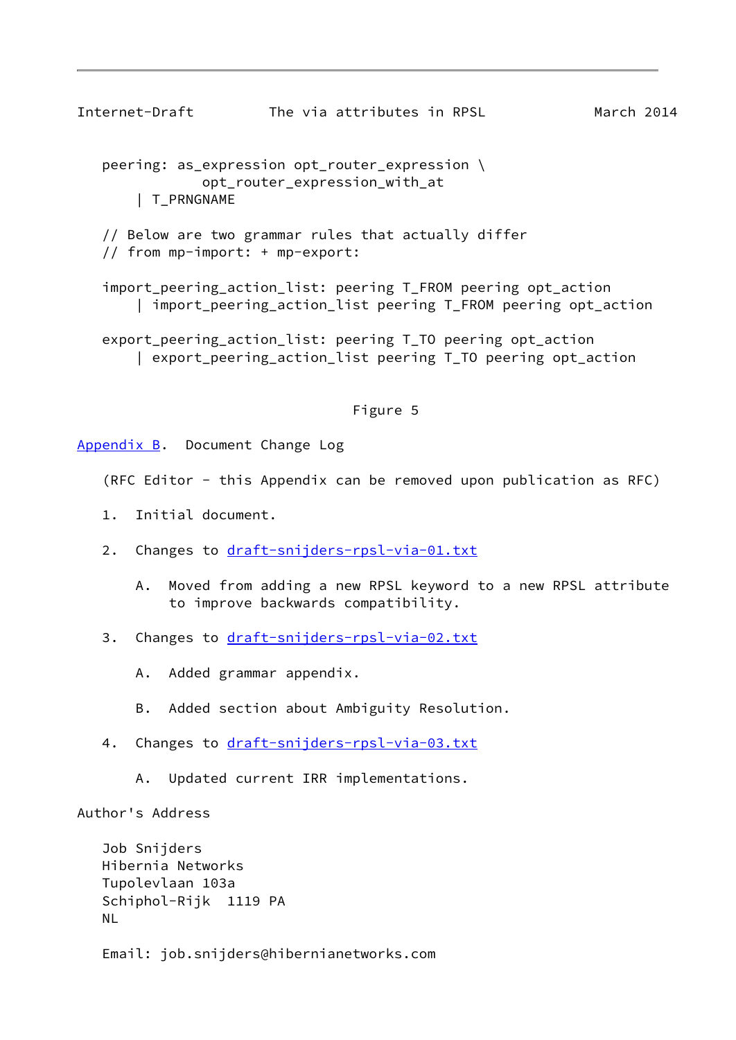```
peering: as_expression opt_router_expression \
            opt_router_expression_with_at
    | T_PRNGNAME

// Below are two grammar rules that actually differ
// from mp-import: + mp-export:

import_peering_action_list: peering T_FROM peering opt_action
    | import_peering_action_list peering T_FROM peering opt_action

export_peering_action_list: peering T_TO peering opt_action
    | export_peering_action_list peering T_TO peering opt_action
```

Figure 5

## Appendix B. Document Change Log

(RFC Editor - this Appendix can be removed upon publication as RFC)

1. Initial document.

2. Changes to draft-snijders-rpsl-via-01.txt

   A. Moved from adding a new RPSL keyword to a new RPSL attribute to improve backwards compatibility.

3. Changes to draft-snijders-rpsl-via-02.txt

   A. Added grammar appendix.

   B. Added section about Ambiguity Resolution.

4. Changes to draft-snijders-rpsl-via-03.txt

   A. Updated current IRR implementations.

## Author's Address

Job Snijders
Hibernia Networks
Tupolevlaan 103a
Schiphol-Rijk 1119 PA
NL

Email: job.snijders@hibernianetworks.com